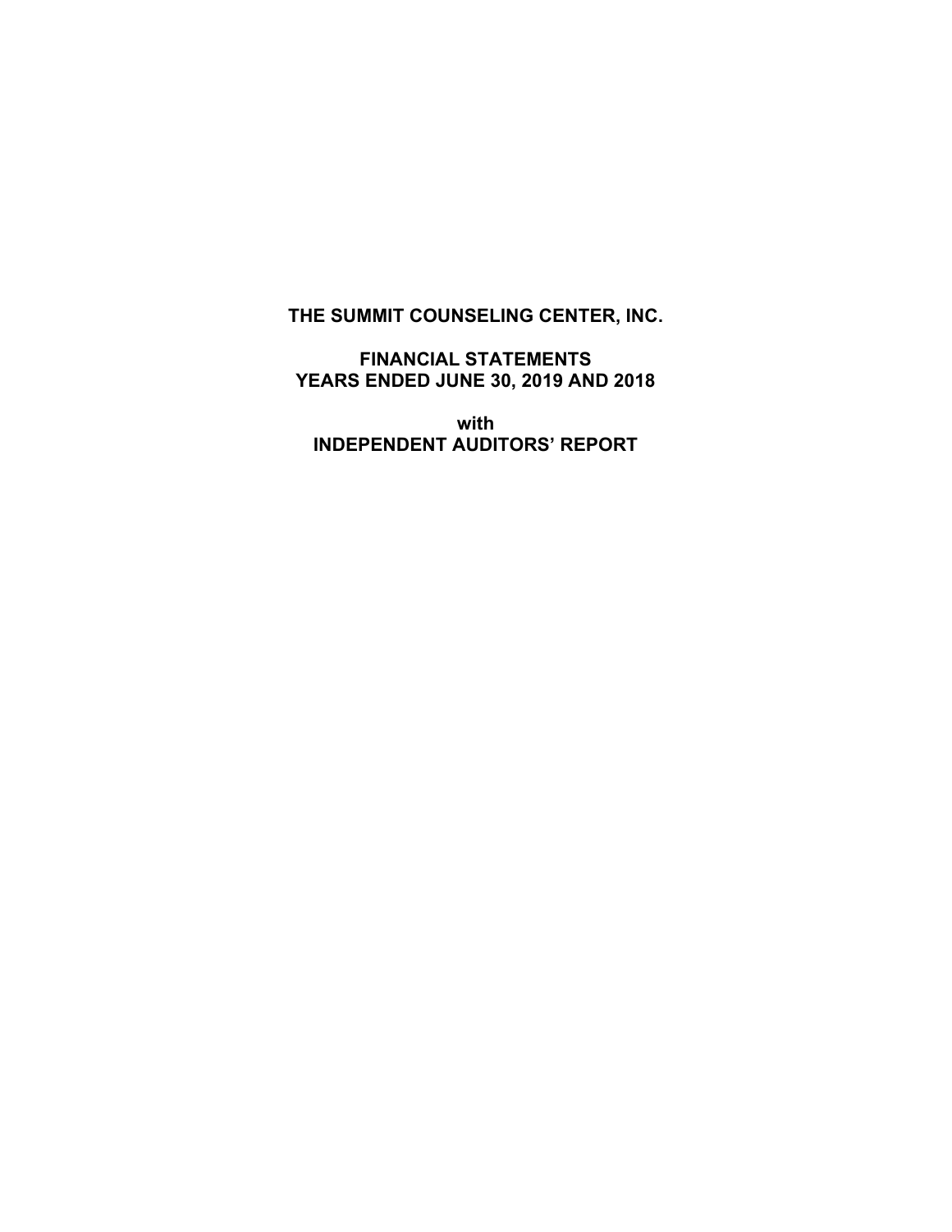# THE SUMMIT COUNSELING CENTER, INC.

## FINANCIAL STATEMENTS
## YEARS ENDED JUNE 30, 2019 AND 2018

**with**
**INDEPENDENT AUDITORS' REPORT**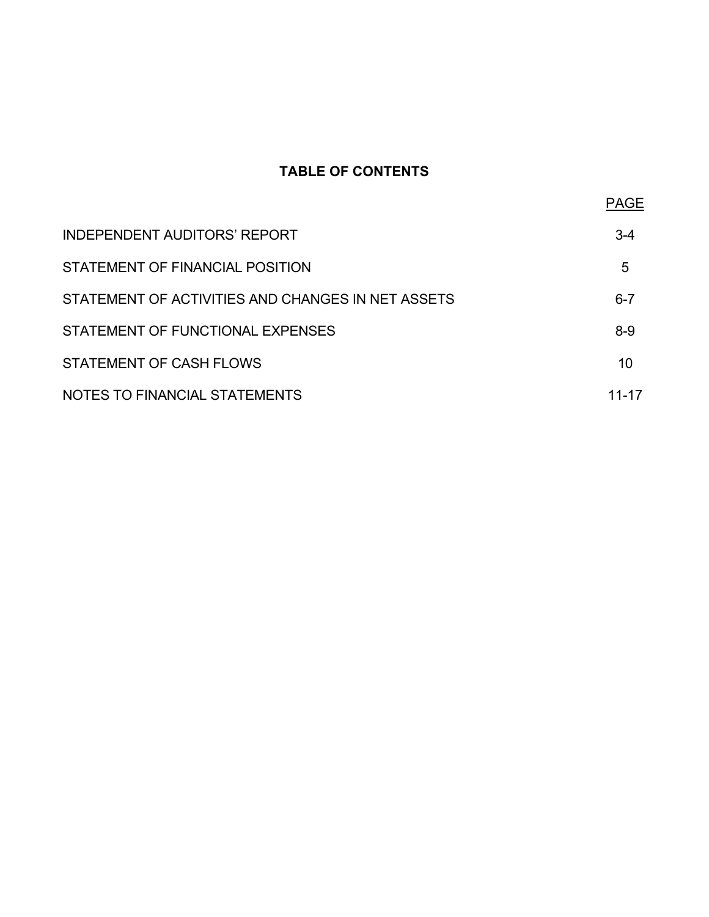# TABLE OF CONTENTS

| | PAGE |
|---|---|
| INDEPENDENT AUDITORS' REPORT | 3-4 |
| STATEMENT OF FINANCIAL POSITION | 5 |
| STATEMENT OF ACTIVITIES AND CHANGES IN NET ASSETS | 6-7 |
| STATEMENT OF FUNCTIONAL EXPENSES | 8-9 |
| STATEMENT OF CASH FLOWS | 10 |
| NOTES TO FINANCIAL STATEMENTS | 11-17 |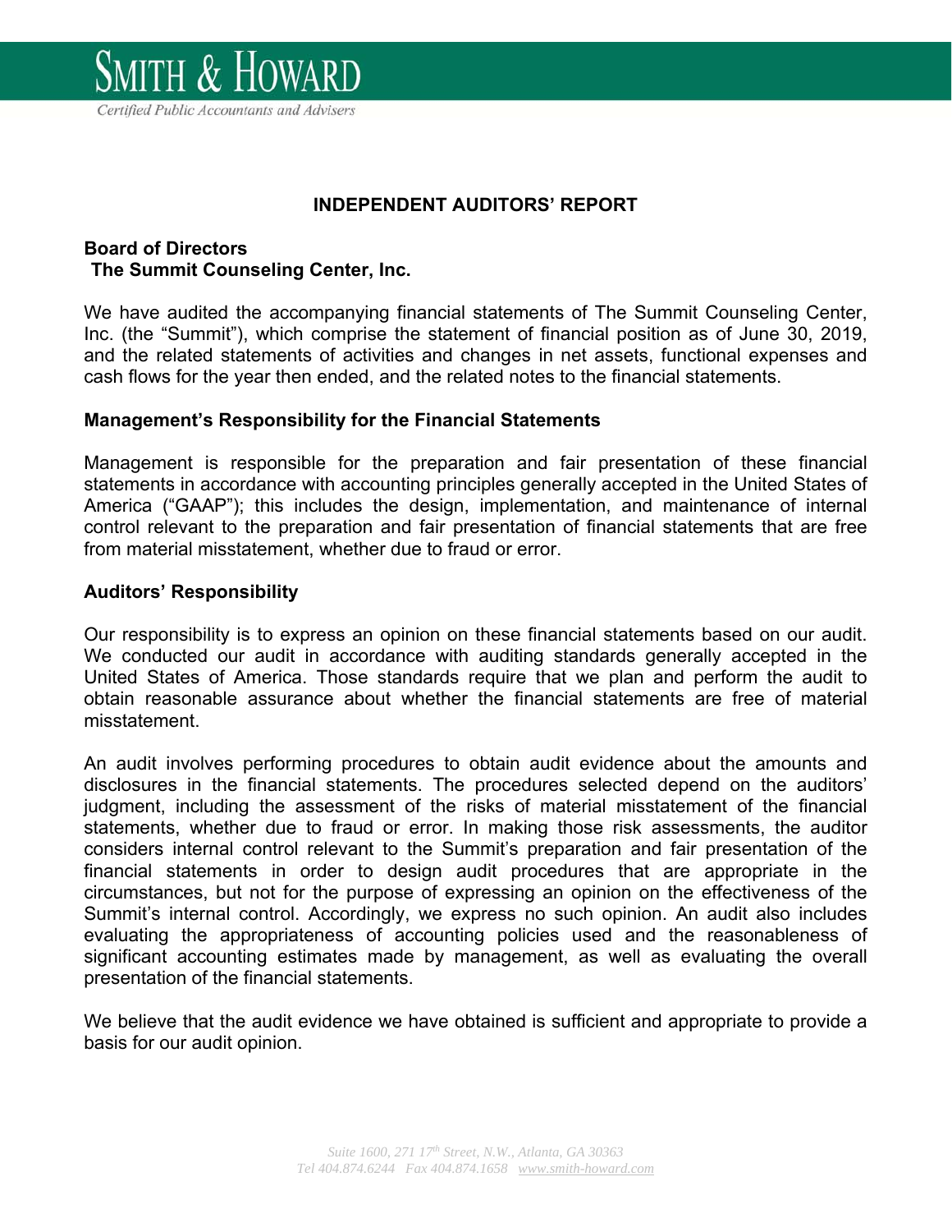SMITH & HOWARD

*Certified Public Accountants and Advisers*

## INDEPENDENT AUDITORS' REPORT

**Board of Directors**
**The Summit Counseling Center, Inc.**

We have audited the accompanying financial statements of The Summit Counseling Center, Inc. (the "Summit"), which comprise the statement of financial position as of June 30, 2019, and the related statements of activities and changes in net assets, functional expenses and cash flows for the year then ended, and the related notes to the financial statements.

### Management's Responsibility for the Financial Statements

Management is responsible for the preparation and fair presentation of these financial statements in accordance with accounting principles generally accepted in the United States of America ("GAAP"); this includes the design, implementation, and maintenance of internal control relevant to the preparation and fair presentation of financial statements that are free from material misstatement, whether due to fraud or error.

### Auditors' Responsibility

Our responsibility is to express an opinion on these financial statements based on our audit. We conducted our audit in accordance with auditing standards generally accepted in the United States of America. Those standards require that we plan and perform the audit to obtain reasonable assurance about whether the financial statements are free of material misstatement.

An audit involves performing procedures to obtain audit evidence about the amounts and disclosures in the financial statements. The procedures selected depend on the auditors' judgment, including the assessment of the risks of material misstatement of the financial statements, whether due to fraud or error. In making those risk assessments, the auditor considers internal control relevant to the Summit's preparation and fair presentation of the financial statements in order to design audit procedures that are appropriate in the circumstances, but not for the purpose of expressing an opinion on the effectiveness of the Summit's internal control. Accordingly, we express no such opinion. An audit also includes evaluating the appropriateness of accounting policies used and the reasonableness of significant accounting estimates made by management, as well as evaluating the overall presentation of the financial statements.

We believe that the audit evidence we have obtained is sufficient and appropriate to provide a basis for our audit opinion.

*Suite 1600, 271 17th Street, N.W., Atlanta, GA 30363*
*Tel 404.874.6244 Fax 404.874.1658 www.smith-howard.com*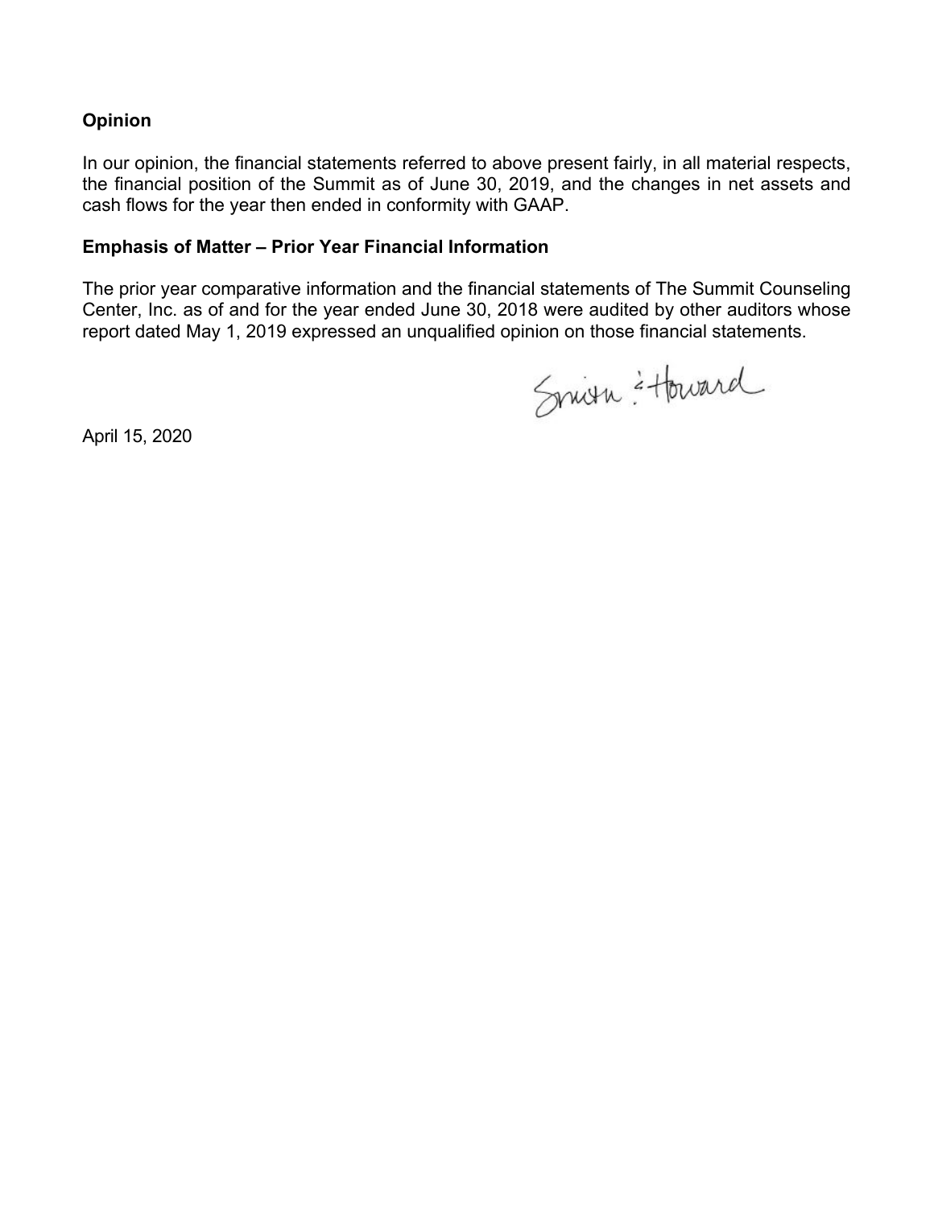## Opinion

In our opinion, the financial statements referred to above present fairly, in all material respects, the financial position of the Summit as of June 30, 2019, and the changes in net assets and cash flows for the year then ended in conformity with GAAP.

## Emphasis of Matter – Prior Year Financial Information

The prior year comparative information and the financial statements of The Summit Counseling Center, Inc. as of and for the year ended June 30, 2018 were audited by other auditors whose report dated May 1, 2019 expressed an unqualified opinion on those financial statements.

Smith & Howard

April 15, 2020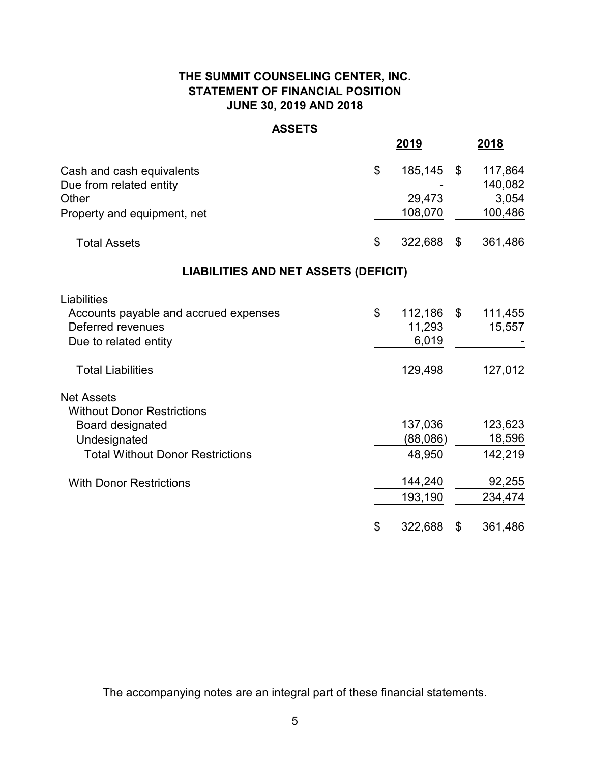# THE SUMMIT COUNSELING CENTER, INC.
## STATEMENT OF FINANCIAL POSITION
### JUNE 30, 2019 AND 2018

**ASSETS**

| | 2019 | 2018 |
|---|---|---|
| Cash and cash equivalents | $ 185,145 | $ 117,864 |
| Due from related entity | - | 140,082 |
| Other | 29,473 | 3,054 |
| Property and equipment, net | 108,070 | 100,486 |
| Total Assets | $ 322,688 | $ 361,486 |

**LIABILITIES AND NET ASSETS (DEFICIT)**

| | 2019 | 2018 |
|---|---|---|
| Liabilities | | |
| Accounts payable and accrued expenses | $ 112,186 | $ 111,455 |
| Deferred revenues | 11,293 | 15,557 |
| Due to related entity | 6,019 | - |
| Total Liabilities | 129,498 | 127,012 |
| Net Assets | | |
| Without Donor Restrictions | | |
| Board designated | 137,036 | 123,623 |
| Undesignated | (88,086) | 18,596 |
| Total Without Donor Restrictions | 48,950 | 142,219 |
| With Donor Restrictions | 144,240 | 92,255 |
| | 193,190 | 234,474 |
| | $ 322,688 | $ 361,486 |

The accompanying notes are an integral part of these financial statements.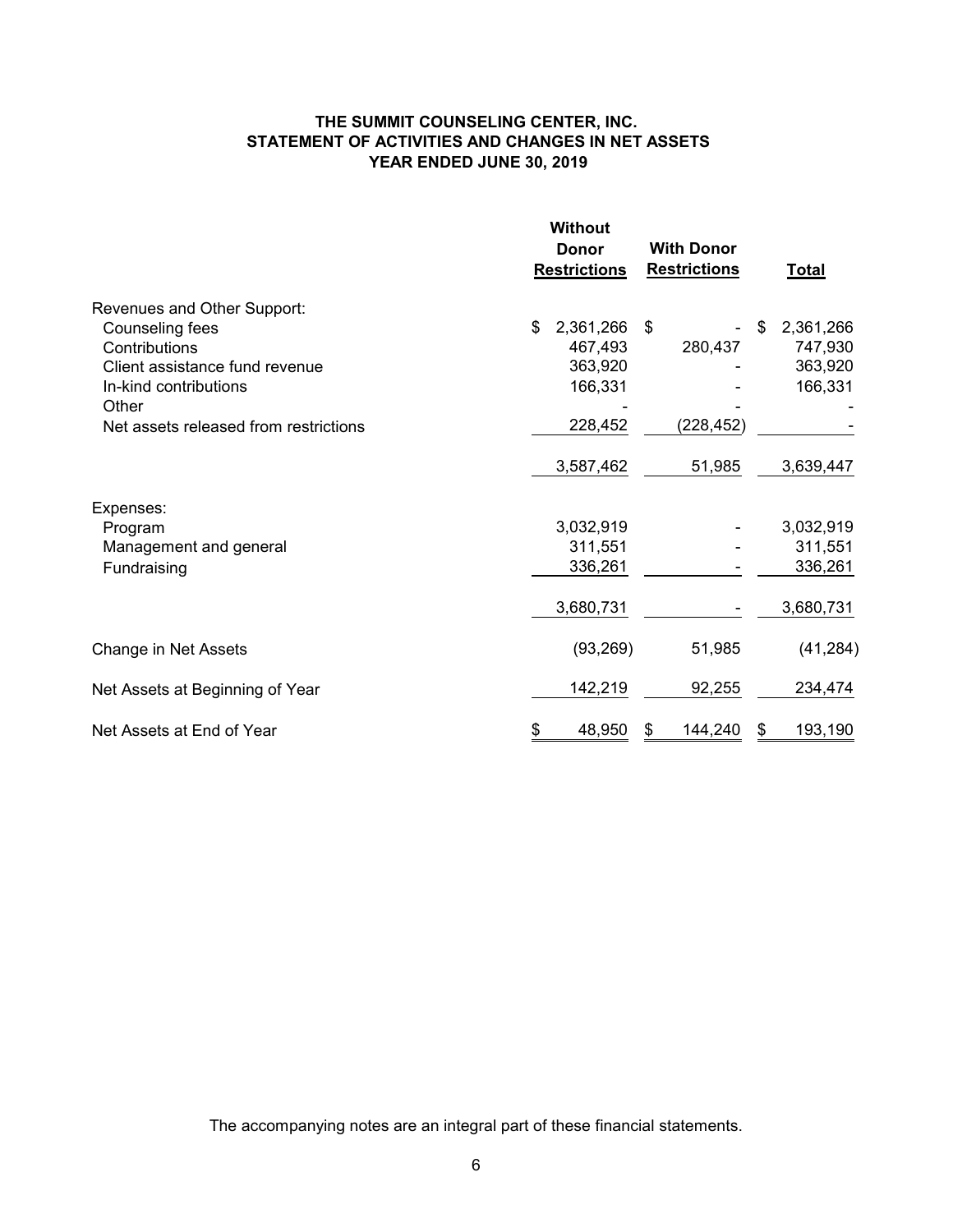**THE SUMMIT COUNSELING CENTER, INC.**
**STATEMENT OF ACTIVITIES AND CHANGES IN NET ASSETS**
**YEAR ENDED JUNE 30, 2019**

| | Without Donor Restrictions | With Donor Restrictions | Total |
|---|---|---|---|
| Revenues and Other Support: | | | |
| Counseling fees | $ 2,361,266 | $ - | $ 2,361,266 |
| Contributions | 467,493 | 280,437 | 747,930 |
| Client assistance fund revenue | 363,920 | - | 363,920 |
| In-kind contributions | 166,331 | - | 166,331 |
| Other | - | - | - |
| Net assets released from restrictions | 228,452 | (228,452) | - |
| | 3,587,462 | 51,985 | 3,639,447 |
| Expenses: | | | |
| Program | 3,032,919 | - | 3,032,919 |
| Management and general | 311,551 | - | 311,551 |
| Fundraising | 336,261 | - | 336,261 |
| | 3,680,731 | - | 3,680,731 |
| Change in Net Assets | (93,269) | 51,985 | (41,284) |
| Net Assets at Beginning of Year | 142,219 | 92,255 | 234,474 |
| Net Assets at End of Year | $ 48,950 | $ 144,240 | $ 193,190 |

The accompanying notes are an integral part of these financial statements.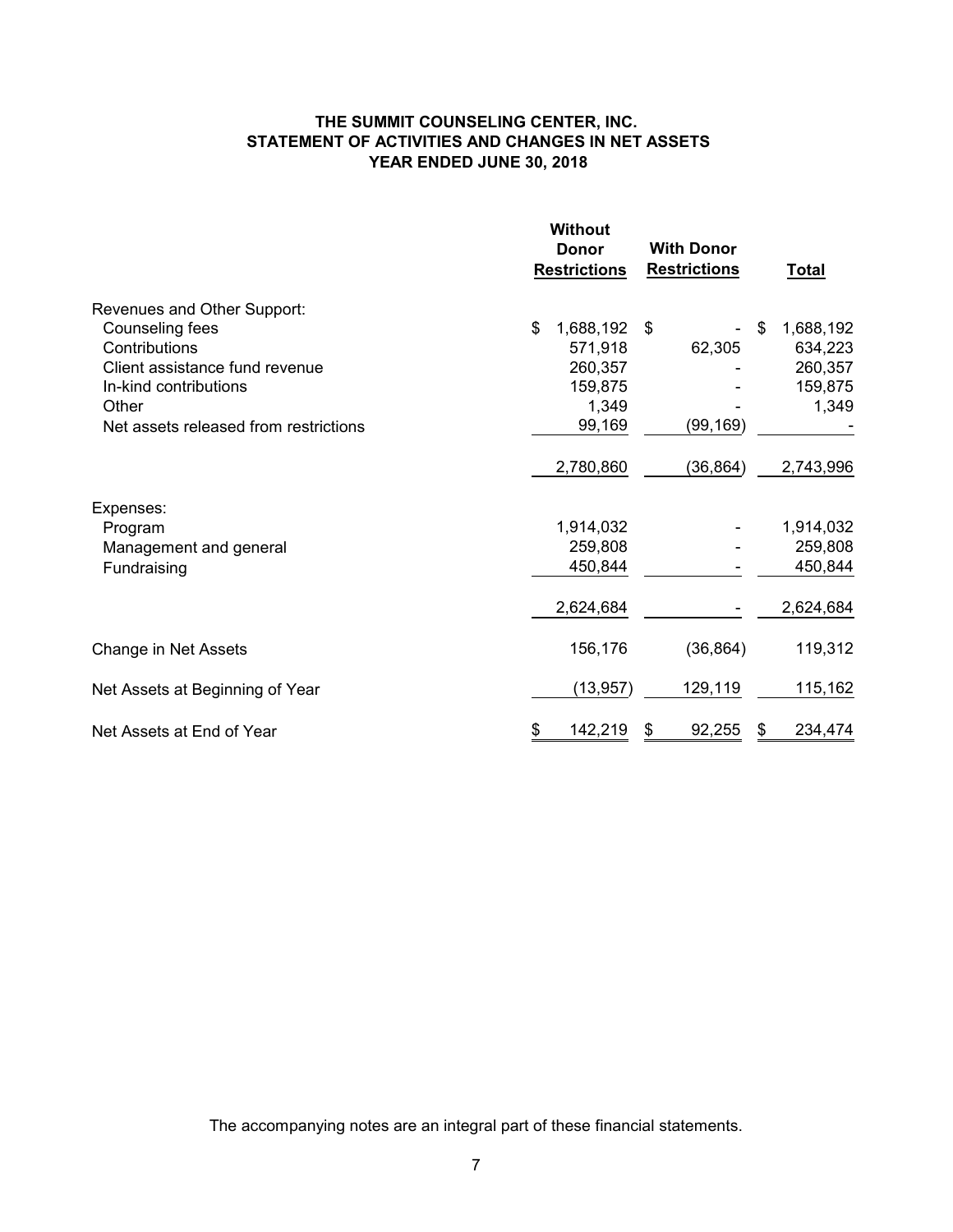# THE SUMMIT COUNSELING CENTER, INC.
## STATEMENT OF ACTIVITIES AND CHANGES IN NET ASSETS
### YEAR ENDED JUNE 30, 2018

| | Without Donor Restrictions | With Donor Restrictions | Total |
|---|---|---|---|
| Revenues and Other Support: | | | |
| Counseling fees | $ 1,688,192 | $ - | $ 1,688,192 |
| Contributions | 571,918 | 62,305 | 634,223 |
| Client assistance fund revenue | 260,357 | - | 260,357 |
| In-kind contributions | 159,875 | - | 159,875 |
| Other | 1,349 | - | 1,349 |
| Net assets released from restrictions | 99,169 | (99,169) | - |
| | 2,780,860 | (36,864) | 2,743,996 |
| Expenses: | | | |
| Program | 1,914,032 | - | 1,914,032 |
| Management and general | 259,808 | - | 259,808 |
| Fundraising | 450,844 | - | 450,844 |
| | 2,624,684 | - | 2,624,684 |
| Change in Net Assets | 156,176 | (36,864) | 119,312 |
| Net Assets at Beginning of Year | (13,957) | 129,119 | 115,162 |
| Net Assets at End of Year | $ 142,219 | $ 92,255 | $ 234,474 |

The accompanying notes are an integral part of these financial statements.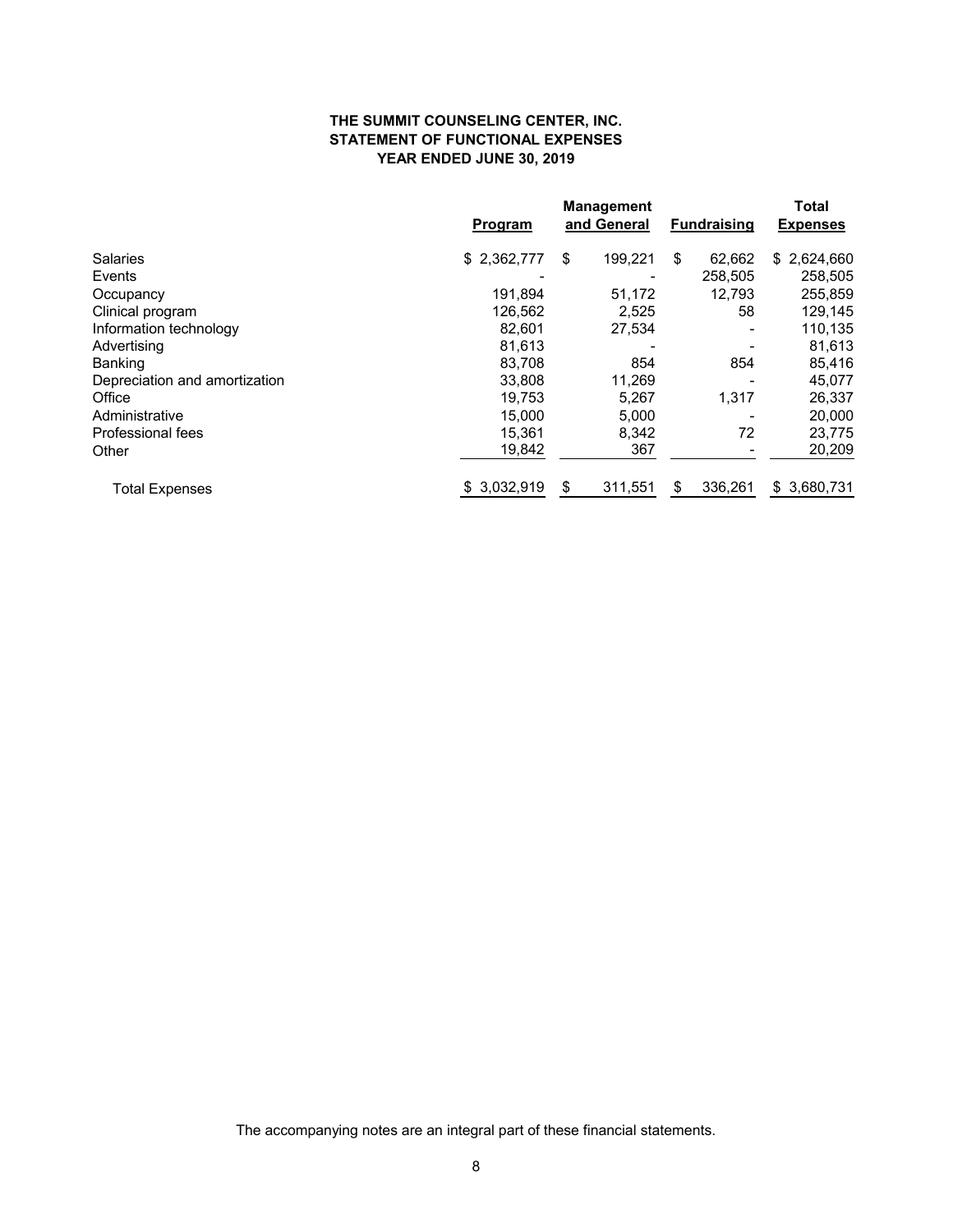**THE SUMMIT COUNSELING CENTER, INC.**
**STATEMENT OF FUNCTIONAL EXPENSES**
**YEAR ENDED JUNE 30, 2019**

| | Program | Management and General | Fundraising | Total Expenses |
|---|---|---|---|---|
| Salaries | $ 2,362,777 | $ 199,221 | $ 62,662 | $ 2,624,660 |
| Events | - | - | 258,505 | 258,505 |
| Occupancy | 191,894 | 51,172 | 12,793 | 255,859 |
| Clinical program | 126,562 | 2,525 | 58 | 129,145 |
| Information technology | 82,601 | 27,534 | - | 110,135 |
| Advertising | 81,613 | - | - | 81,613 |
| Banking | 83,708 | 854 | 854 | 85,416 |
| Depreciation and amortization | 33,808 | 11,269 | - | 45,077 |
| Office | 19,753 | 5,267 | 1,317 | 26,337 |
| Administrative | 15,000 | 5,000 | - | 20,000 |
| Professional fees | 15,361 | 8,342 | 72 | 23,775 |
| Other | 19,842 | 367 | - | 20,209 |
| Total Expenses | $ 3,032,919 | $ 311,551 | $ 336,261 | $ 3,680,731 |

The accompanying notes are an integral part of these financial statements.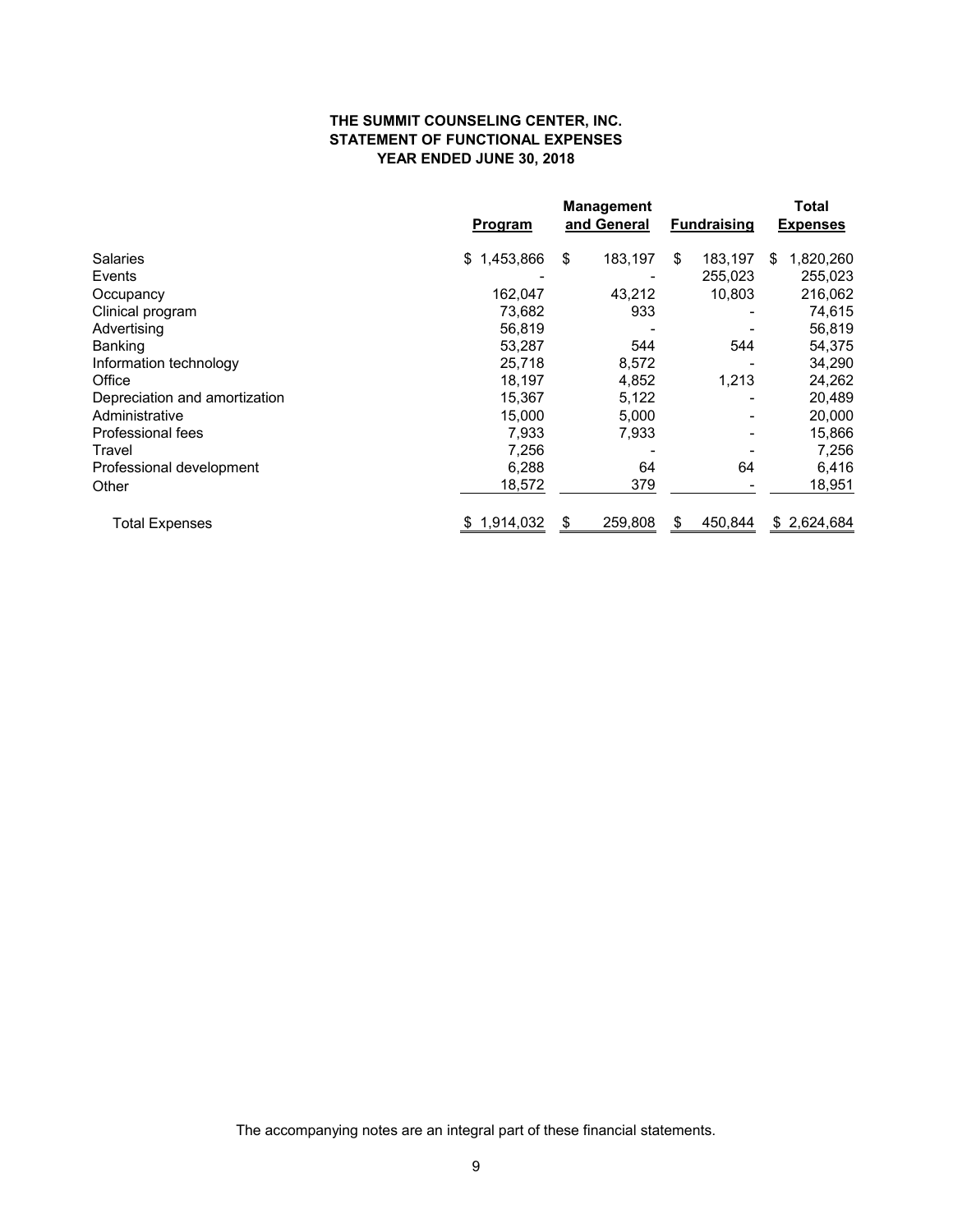**THE SUMMIT COUNSELING CENTER, INC.**
**STATEMENT OF FUNCTIONAL EXPENSES**
**YEAR ENDED JUNE 30, 2018**

| | Program | Management and General | Fundraising | Total Expenses |
|---|---|---|---|---|
| Salaries | $ 1,453,866 | $ 183,197 | $ 183,197 | $ 1,820,260 |
| Events | - | - | 255,023 | 255,023 |
| Occupancy | 162,047 | 43,212 | 10,803 | 216,062 |
| Clinical program | 73,682 | 933 | - | 74,615 |
| Advertising | 56,819 | - | - | 56,819 |
| Banking | 53,287 | 544 | 544 | 54,375 |
| Information technology | 25,718 | 8,572 | - | 34,290 |
| Office | 18,197 | 4,852 | 1,213 | 24,262 |
| Depreciation and amortization | 15,367 | 5,122 | - | 20,489 |
| Administrative | 15,000 | 5,000 | - | 20,000 |
| Professional fees | 7,933 | 7,933 | - | 15,866 |
| Travel | 7,256 | - | - | 7,256 |
| Professional development | 6,288 | 64 | 64 | 6,416 |
| Other | 18,572 | 379 | - | 18,951 |
| Total Expenses | $ 1,914,032 | $ 259,808 | $ 450,844 | $ 2,624,684 |

The accompanying notes are an integral part of these financial statements.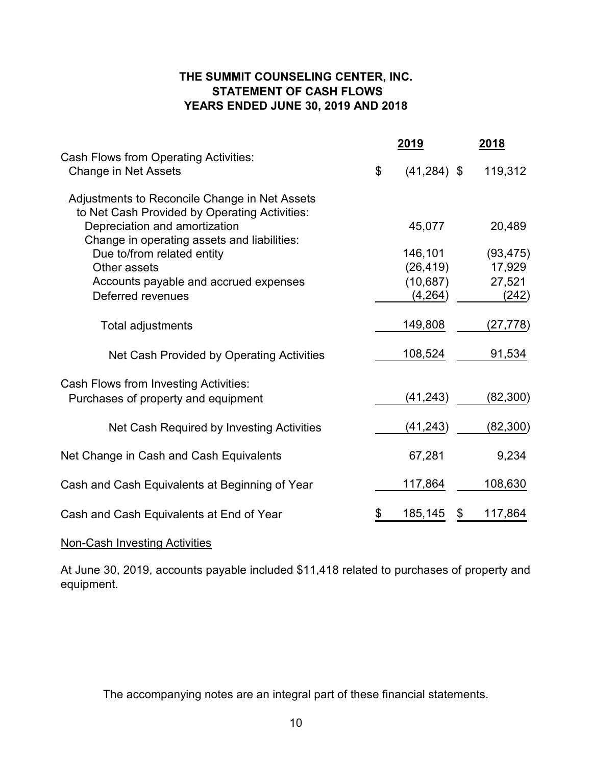# THE SUMMIT COUNSELING CENTER, INC.
## STATEMENT OF CASH FLOWS
### YEARS ENDED JUNE 30, 2019 AND 2018

| | 2019 | 2018 |
|---|---|---|
| Cash Flows from Operating Activities: | | |
| Change in Net Assets | $ (41,284) | $ 119,312 |
| Adjustments to Reconcile Change in Net Assets to Net Cash Provided by Operating Activities: | | |
| Depreciation and amortization | 45,077 | 20,489 |
| Change in operating assets and liabilities: | | |
| Due to/from related entity | 146,101 | (93,475) |
| Other assets | (26,419) | 17,929 |
| Accounts payable and accrued expenses | (10,687) | 27,521 |
| Deferred revenues | (4,264) | (242) |
| Total adjustments | 149,808 | (27,778) |
| Net Cash Provided by Operating Activities | 108,524 | 91,534 |
| Cash Flows from Investing Activities: | | |
| Purchases of property and equipment | (41,243) | (82,300) |
| Net Cash Required by Investing Activities | (41,243) | (82,300) |
| Net Change in Cash and Cash Equivalents | 67,281 | 9,234 |
| Cash and Cash Equivalents at Beginning of Year | 117,864 | 108,630 |
| Cash and Cash Equivalents at End of Year | $ 185,145 | $ 117,864 |

Non-Cash Investing Activities

At June 30, 2019, accounts payable included $11,418 related to purchases of property and equipment.

The accompanying notes are an integral part of these financial statements.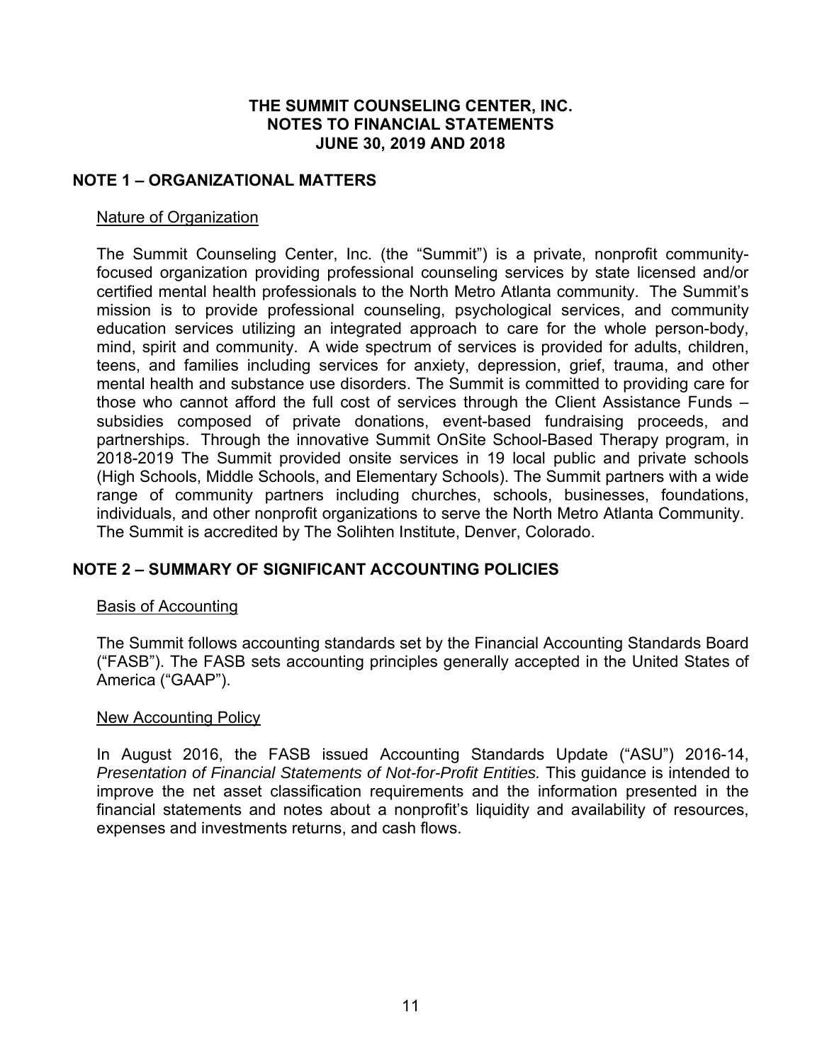# THE SUMMIT COUNSELING CENTER, INC.
# NOTES TO FINANCIAL STATEMENTS
# JUNE 30, 2019 AND 2018

## NOTE 1 – ORGANIZATIONAL MATTERS

### Nature of Organization

The Summit Counseling Center, Inc. (the "Summit") is a private, nonprofit community-focused organization providing professional counseling services by state licensed and/or certified mental health professionals to the North Metro Atlanta community. The Summit's mission is to provide professional counseling, psychological services, and community education services utilizing an integrated approach to care for the whole person-body, mind, spirit and community. A wide spectrum of services is provided for adults, children, teens, and families including services for anxiety, depression, grief, trauma, and other mental health and substance use disorders. The Summit is committed to providing care for those who cannot afford the full cost of services through the Client Assistance Funds – subsidies composed of private donations, event-based fundraising proceeds, and partnerships. Through the innovative Summit OnSite School-Based Therapy program, in 2018-2019 The Summit provided onsite services in 19 local public and private schools (High Schools, Middle Schools, and Elementary Schools). The Summit partners with a wide range of community partners including churches, schools, businesses, foundations, individuals, and other nonprofit organizations to serve the North Metro Atlanta Community. The Summit is accredited by The Solihten Institute, Denver, Colorado.

## NOTE 2 – SUMMARY OF SIGNIFICANT ACCOUNTING POLICIES

### Basis of Accounting

The Summit follows accounting standards set by the Financial Accounting Standards Board ("FASB"). The FASB sets accounting principles generally accepted in the United States of America ("GAAP").

### New Accounting Policy

In August 2016, the FASB issued Accounting Standards Update ("ASU") 2016-14, *Presentation of Financial Statements of Not-for-Profit Entities.* This guidance is intended to improve the net asset classification requirements and the information presented in the financial statements and notes about a nonprofit's liquidity and availability of resources, expenses and investments returns, and cash flows.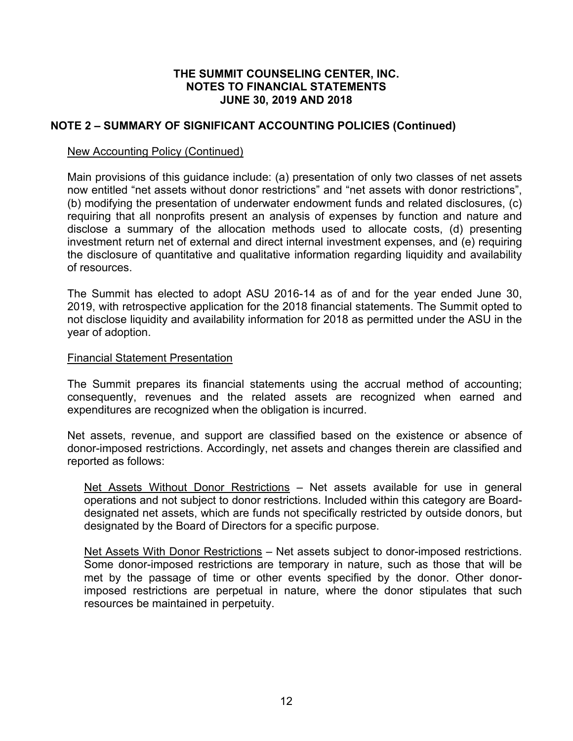## NOTE 2 – SUMMARY OF SIGNIFICANT ACCOUNTING POLICIES (Continued)

New Accounting Policy (Continued)

Main provisions of this guidance include: (a) presentation of only two classes of net assets now entitled "net assets without donor restrictions" and "net assets with donor restrictions", (b) modifying the presentation of underwater endowment funds and related disclosures, (c) requiring that all nonprofits present an analysis of expenses by function and nature and disclose a summary of the allocation methods used to allocate costs, (d) presenting investment return net of external and direct internal investment expenses, and (e) requiring the disclosure of quantitative and qualitative information regarding liquidity and availability of resources.

The Summit has elected to adopt ASU 2016-14 as of and for the year ended June 30, 2019, with retrospective application for the 2018 financial statements. The Summit opted to not disclose liquidity and availability information for 2018 as permitted under the ASU in the year of adoption.

Financial Statement Presentation

The Summit prepares its financial statements using the accrual method of accounting; consequently, revenues and the related assets are recognized when earned and expenditures are recognized when the obligation is incurred.

Net assets, revenue, and support are classified based on the existence or absence of donor-imposed restrictions. Accordingly, net assets and changes therein are classified and reported as follows:

Net Assets Without Donor Restrictions – Net assets available for use in general operations and not subject to donor restrictions. Included within this category are Board-designated net assets, which are funds not specifically restricted by outside donors, but designated by the Board of Directors for a specific purpose.

Net Assets With Donor Restrictions – Net assets subject to donor-imposed restrictions. Some donor-imposed restrictions are temporary in nature, such as those that will be met by the passage of time or other events specified by the donor. Other donor-imposed restrictions are perpetual in nature, where the donor stipulates that such resources be maintained in perpetuity.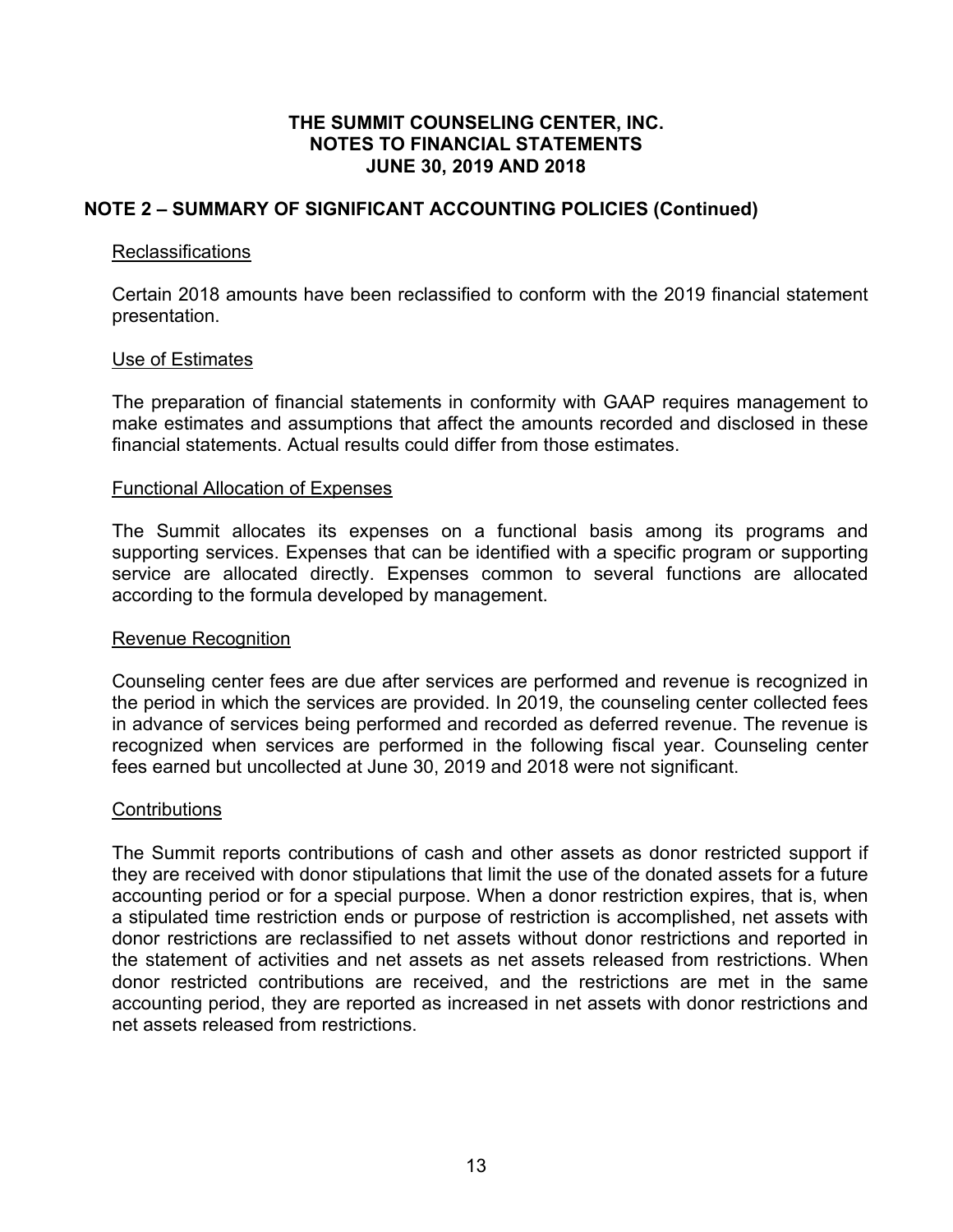# THE SUMMIT COUNSELING CENTER, INC.
## NOTES TO FINANCIAL STATEMENTS
## JUNE 30, 2019 AND 2018

## NOTE 2 – SUMMARY OF SIGNIFICANT ACCOUNTING POLICIES (Continued)

### Reclassifications

Certain 2018 amounts have been reclassified to conform with the 2019 financial statement presentation.

### Use of Estimates

The preparation of financial statements in conformity with GAAP requires management to make estimates and assumptions that affect the amounts recorded and disclosed in these financial statements. Actual results could differ from those estimates.

### Functional Allocation of Expenses

The Summit allocates its expenses on a functional basis among its programs and supporting services. Expenses that can be identified with a specific program or supporting service are allocated directly. Expenses common to several functions are allocated according to the formula developed by management.

### Revenue Recognition

Counseling center fees are due after services are performed and revenue is recognized in the period in which the services are provided. In 2019, the counseling center collected fees in advance of services being performed and recorded as deferred revenue. The revenue is recognized when services are performed in the following fiscal year. Counseling center fees earned but uncollected at June 30, 2019 and 2018 were not significant.

### Contributions

The Summit reports contributions of cash and other assets as donor restricted support if they are received with donor stipulations that limit the use of the donated assets for a future accounting period or for a special purpose. When a donor restriction expires, that is, when a stipulated time restriction ends or purpose of restriction is accomplished, net assets with donor restrictions are reclassified to net assets without donor restrictions and reported in the statement of activities and net assets as net assets released from restrictions. When donor restricted contributions are received, and the restrictions are met in the same accounting period, they are reported as increased in net assets with donor restrictions and net assets released from restrictions.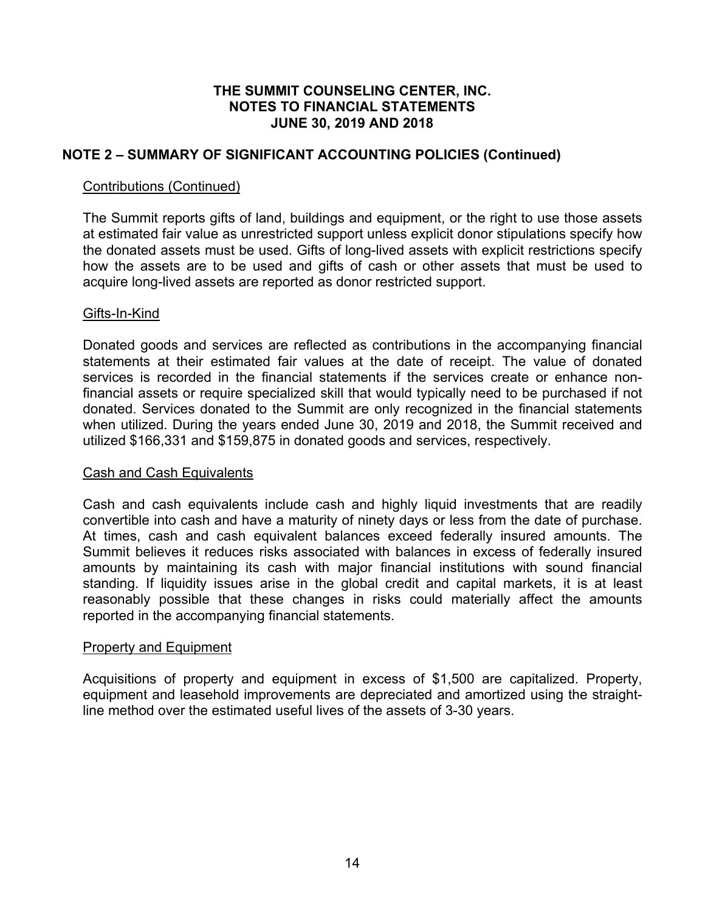**THE SUMMIT COUNSELING CENTER, INC.**
**NOTES TO FINANCIAL STATEMENTS**
**JUNE 30, 2019 AND 2018**

## NOTE 2 – SUMMARY OF SIGNIFICANT ACCOUNTING POLICIES (Continued)

Contributions (Continued)

The Summit reports gifts of land, buildings and equipment, or the right to use those assets at estimated fair value as unrestricted support unless explicit donor stipulations specify how the donated assets must be used. Gifts of long-lived assets with explicit restrictions specify how the assets are to be used and gifts of cash or other assets that must be used to acquire long-lived assets are reported as donor restricted support.

Gifts-In-Kind

Donated goods and services are reflected as contributions in the accompanying financial statements at their estimated fair values at the date of receipt. The value of donated services is recorded in the financial statements if the services create or enhance non-financial assets or require specialized skill that would typically need to be purchased if not donated. Services donated to the Summit are only recognized in the financial statements when utilized. During the years ended June 30, 2019 and 2018, the Summit received and utilized $166,331 and $159,875 in donated goods and services, respectively.

Cash and Cash Equivalents

Cash and cash equivalents include cash and highly liquid investments that are readily convertible into cash and have a maturity of ninety days or less from the date of purchase. At times, cash and cash equivalent balances exceed federally insured amounts. The Summit believes it reduces risks associated with balances in excess of federally insured amounts by maintaining its cash with major financial institutions with sound financial standing. If liquidity issues arise in the global credit and capital markets, it is at least reasonably possible that these changes in risks could materially affect the amounts reported in the accompanying financial statements.

Property and Equipment

Acquisitions of property and equipment in excess of $1,500 are capitalized. Property, equipment and leasehold improvements are depreciated and amortized using the straight-line method over the estimated useful lives of the assets of 3-30 years.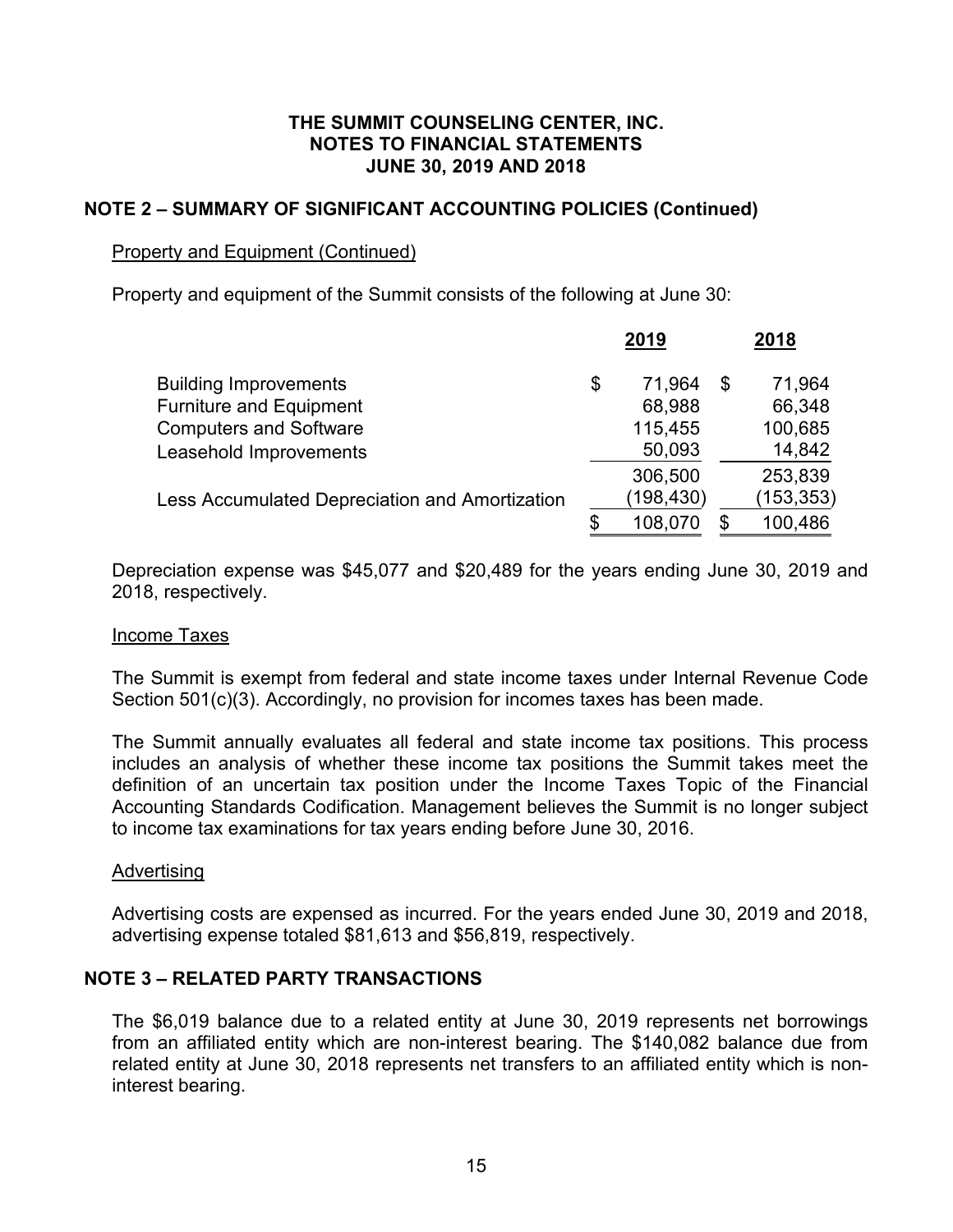**THE SUMMIT COUNSELING CENTER, INC.**
**NOTES TO FINANCIAL STATEMENTS**
**JUNE 30, 2019 AND 2018**

## NOTE 2 – SUMMARY OF SIGNIFICANT ACCOUNTING POLICIES (Continued)

Property and Equipment (Continued)

Property and equipment of the Summit consists of the following at June 30:

| | 2019 | 2018 |
|---|---|---|
| Building Improvements | $ 71,964 | $ 71,964 |
| Furniture and Equipment | 68,988 | 66,348 |
| Computers and Software | 115,455 | 100,685 |
| Leasehold Improvements | 50,093 | 14,842 |
| | 306,500 | 253,839 |
| Less Accumulated Depreciation and Amortization | (198,430) | (153,353) |
| | $ 108,070 | $ 100,486 |

Depreciation expense was $45,077 and $20,489 for the years ending June 30, 2019 and 2018, respectively.

Income Taxes

The Summit is exempt from federal and state income taxes under Internal Revenue Code Section 501(c)(3). Accordingly, no provision for incomes taxes has been made.

The Summit annually evaluates all federal and state income tax positions. This process includes an analysis of whether these income tax positions the Summit takes meet the definition of an uncertain tax position under the Income Taxes Topic of the Financial Accounting Standards Codification. Management believes the Summit is no longer subject to income tax examinations for tax years ending before June 30, 2016.

Advertising

Advertising costs are expensed as incurred. For the years ended June 30, 2019 and 2018, advertising expense totaled $81,613 and $56,819, respectively.

## NOTE 3 – RELATED PARTY TRANSACTIONS

The $6,019 balance due to a related entity at June 30, 2019 represents net borrowings from an affiliated entity which are non-interest bearing. The $140,082 balance due from related entity at June 30, 2018 represents net transfers to an affiliated entity which is non-interest bearing.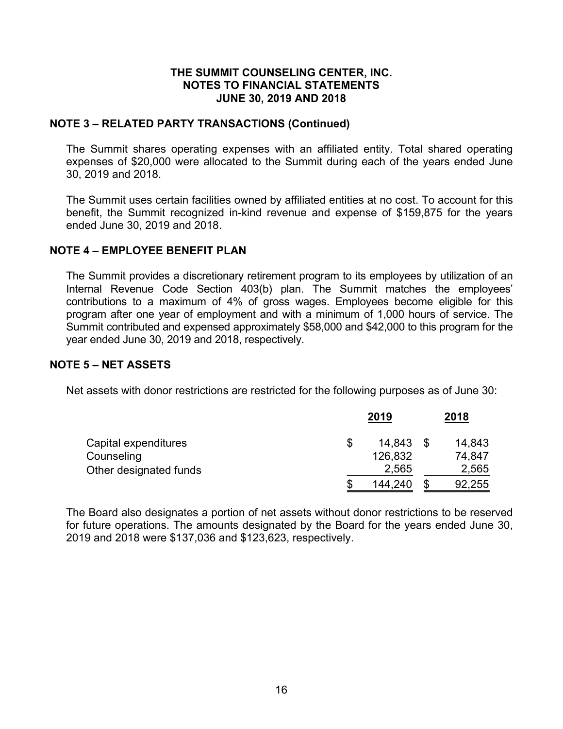# THE SUMMIT COUNSELING CENTER, INC.
## NOTES TO FINANCIAL STATEMENTS
## JUNE 30, 2019 AND 2018

### NOTE 3 – RELATED PARTY TRANSACTIONS (Continued)

The Summit shares operating expenses with an affiliated entity. Total shared operating expenses of $20,000 were allocated to the Summit during each of the years ended June 30, 2019 and 2018.

The Summit uses certain facilities owned by affiliated entities at no cost. To account for this benefit, the Summit recognized in-kind revenue and expense of $159,875 for the years ended June 30, 2019 and 2018.

### NOTE 4 – EMPLOYEE BENEFIT PLAN

The Summit provides a discretionary retirement program to its employees by utilization of an Internal Revenue Code Section 403(b) plan. The Summit matches the employees' contributions to a maximum of 4% of gross wages. Employees become eligible for this program after one year of employment and with a minimum of 1,000 hours of service. The Summit contributed and expensed approximately $58,000 and $42,000 to this program for the year ended June 30, 2019 and 2018, respectively.

### NOTE 5 – NET ASSETS

Net assets with donor restrictions are restricted for the following purposes as of June 30:

| | 2019 | 2018 |
|---|---|---|
| Capital expenditures | $ 14,843 | $ 14,843 |
| Counseling | 126,832 | 74,847 |
| Other designated funds | 2,565 | 2,565 |
| | $ 144,240 | $ 92,255 |

The Board also designates a portion of net assets without donor restrictions to be reserved for future operations. The amounts designated by the Board for the years ended June 30, 2019 and 2018 were $137,036 and $123,623, respectively.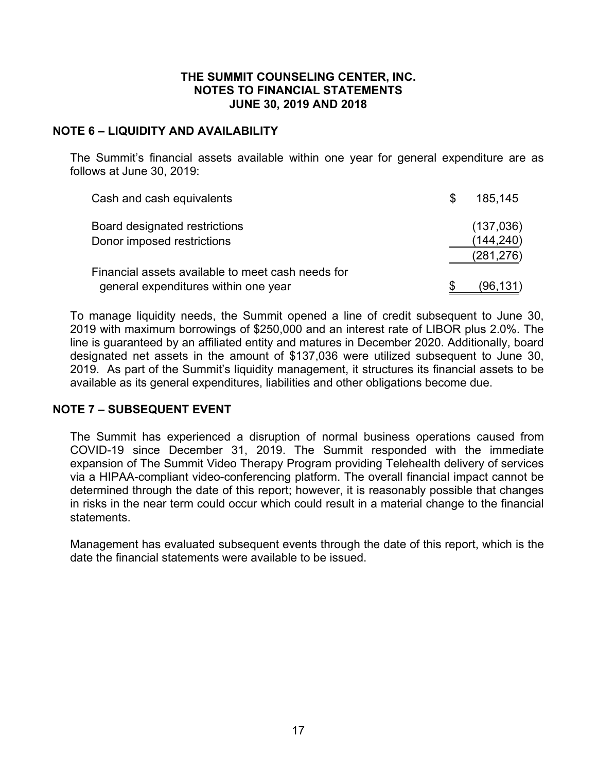**THE SUMMIT COUNSELING CENTER, INC.**
**NOTES TO FINANCIAL STATEMENTS**
**JUNE 30, 2019 AND 2018**

## NOTE 6 – LIQUIDITY AND AVAILABILITY

The Summit's financial assets available within one year for general expenditure are as follows at June 30, 2019:

| | | |
|---|---|---|
| Cash and cash equivalents | $ | 185,145 |
| Board designated restrictions | | (137,036) |
| Donor imposed restrictions | | (144,240) |
| | | (281,276) |
| Financial assets available to meet cash needs for general expenditures within one year | $ | (96,131) |

To manage liquidity needs, the Summit opened a line of credit subsequent to June 30, 2019 with maximum borrowings of $250,000 and an interest rate of LIBOR plus 2.0%. The line is guaranteed by an affiliated entity and matures in December 2020. Additionally, board designated net assets in the amount of $137,036 were utilized subsequent to June 30, 2019. As part of the Summit's liquidity management, it structures its financial assets to be available as its general expenditures, liabilities and other obligations become due.

## NOTE 7 – SUBSEQUENT EVENT

The Summit has experienced a disruption of normal business operations caused from COVID-19 since December 31, 2019. The Summit responded with the immediate expansion of The Summit Video Therapy Program providing Telehealth delivery of services via a HIPAA-compliant video-conferencing platform. The overall financial impact cannot be determined through the date of this report; however, it is reasonably possible that changes in risks in the near term could occur which could result in a material change to the financial statements.

Management has evaluated subsequent events through the date of this report, which is the date the financial statements were available to be issued.